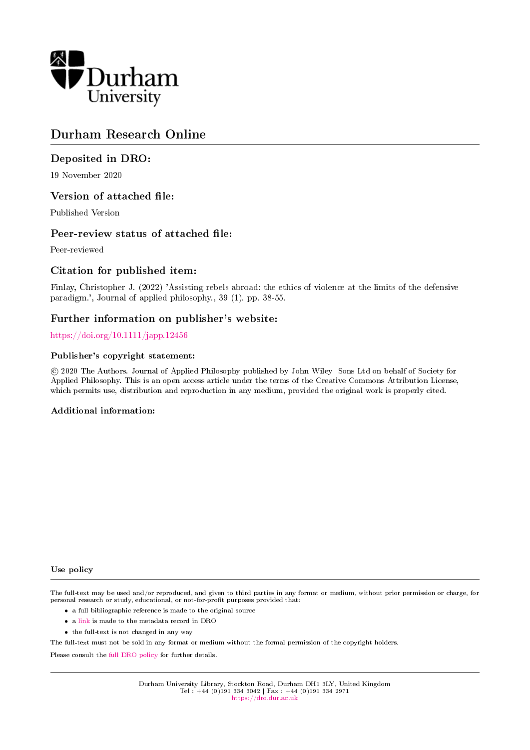Durham University

# Durham Research Online

## Deposited in DRO:

19 November 2020

## Version of attached file:

Published Version

## Peer-review status of attached file:

Peer-reviewed

## Citation for published item:

Finlay, Christopher J. (2022) 'Assisting rebels abroad: the ethics of violence at the limits of the defensive paradigm.', Journal of applied philosophy., 39 (1). pp. 38-55.

## Further information on publisher's website:

https://doi.org/10.1111/japp.12456

### Publisher's copyright statement:

© 2020 The Authors. Journal of Applied Philosophy published by John Wiley Sons Ltd on behalf of Society for Applied Philosophy. This is an open access article under the terms of the Creative Commons Attribution License, which permits use, distribution and reproduction in any medium, provided the original work is properly cited.

### Additional information:

#### Use policy

The full-text may be used and/or reproduced, and given to third parties in any format or medium, without prior permission or charge, for personal research or study, educational, or not-for-profit purposes provided that:

- a full bibliographic reference is made to the original source
- a link is made to the metadata record in DRO
- the full-text is not changed in any way

The full-text must not be sold in any format or medium without the formal permission of the copyright holders.

Please consult the full DRO policy for further details.

Durham University Library, Stockton Road, Durham DH1 3LY, United Kingdom
Tel : +44 (0)191 334 3042 | Fax : +44 (0)191 334 2971
https://dro.dur.ac.uk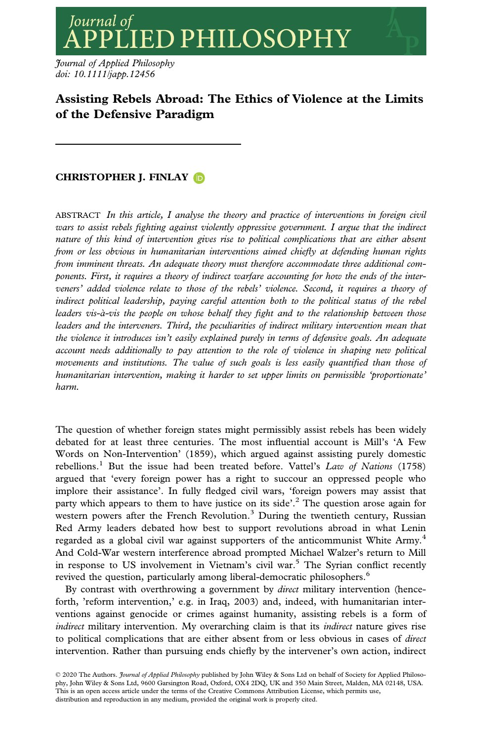# Assisting Rebels Abroad: The Ethics of Violence at the Limits of the Defensive Paradigm

**CHRISTOPHER J. FINLAY**

ABSTRACT *In this article, I analyse the theory and practice of interventions in foreign civil wars to assist rebels fighting against violently oppressive government. I argue that the indirect nature of this kind of intervention gives rise to political complications that are either absent from or less obvious in humanitarian interventions aimed chiefly at defending human rights from imminent threats. An adequate theory must therefore accommodate three additional components. First, it requires a theory of indirect warfare accounting for how the ends of the interveners' added violence relate to those of the rebels' violence. Second, it requires a theory of indirect political leadership, paying careful attention both to the political status of the rebel leaders vis-à-vis the people on whose behalf they fight and to the relationship between those leaders and the interveners. Third, the peculiarities of indirect military intervention mean that the violence it introduces isn't easily explained purely in terms of defensive goals. An adequate account needs additionally to pay attention to the role of violence in shaping new political movements and institutions. The value of such goals is less easily quantified than those of humanitarian intervention, making it harder to set upper limits on permissible 'proportionate' harm.*

The question of whether foreign states might permissibly assist rebels has been widely debated for at least three centuries. The most influential account is Mill's 'A Few Words on Non-Intervention' (1859), which argued against assisting purely domestic rebellions.[1] But the issue had been treated before. Vattel's *Law of Nations* (1758) argued that 'every foreign power has a right to succour an oppressed people who implore their assistance'. In fully fledged civil wars, 'foreign powers may assist that party which appears to them to have justice on its side'.[2] The question arose again for western powers after the French Revolution.[3] During the twentieth century, Russian Red Army leaders debated how best to support revolutions abroad in what Lenin regarded as a global civil war against supporters of the anticommunist White Army.[4] And Cold-War western interference abroad prompted Michael Walzer's return to Mill in response to US involvement in Vietnam's civil war.[5] The Syrian conflict recently revived the question, particularly among liberal-democratic philosophers.[6]

By contrast with overthrowing a government by *direct* military intervention (henceforth, 'reform intervention,' e.g. in Iraq, 2003) and, indeed, with humanitarian interventions against genocide or crimes against humanity, assisting rebels is a form of *indirect* military intervention. My overarching claim is that its *indirect* nature gives rise to political complications that are either absent from or less obvious in cases of *direct* intervention. Rather than pursuing ends chiefly by the intervener's own action, indirect

© 2020 The Authors. *Journal of Applied Philosophy* published by John Wiley & Sons Ltd on behalf of Society for Applied Philosophy, John Wiley & Sons Ltd, 9600 Garsington Road, Oxford, OX4 2DQ, UK and 350 Main Street, Malden, MA 02148, USA. This is an open access article under the terms of the Creative Commons Attribution License, which permits use, distribution and reproduction in any medium, provided the original work is properly cited.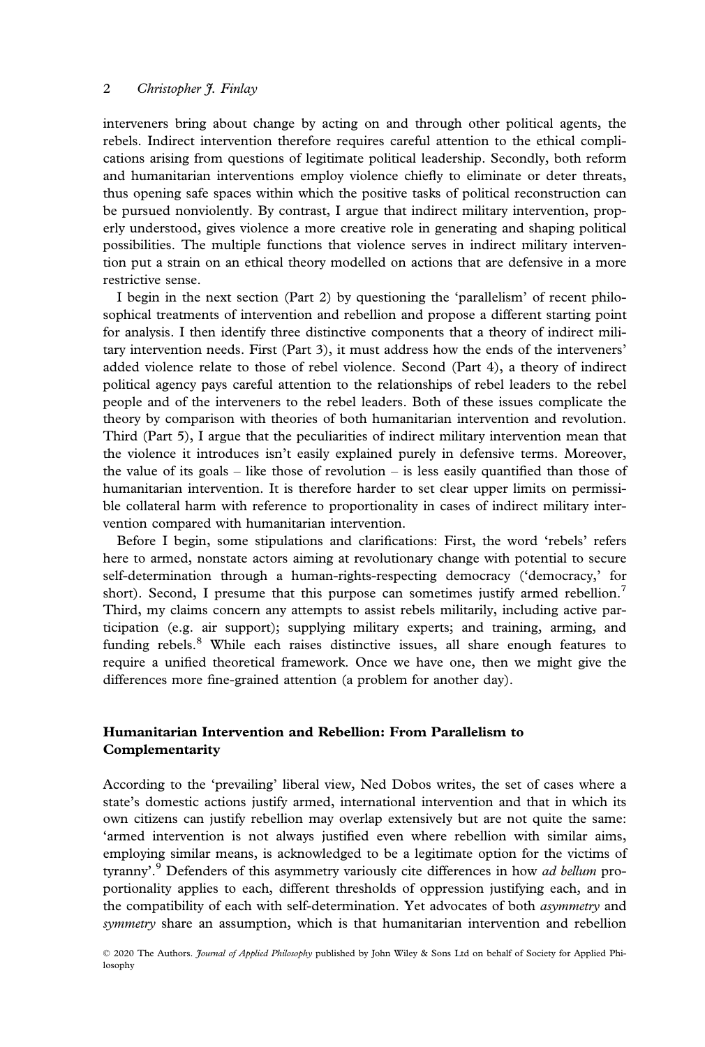interveners bring about change by acting on and through other political agents, the rebels. Indirect intervention therefore requires careful attention to the ethical complications arising from questions of legitimate political leadership. Secondly, both reform and humanitarian interventions employ violence chiefly to eliminate or deter threats, thus opening safe spaces within which the positive tasks of political reconstruction can be pursued nonviolently. By contrast, I argue that indirect military intervention, properly understood, gives violence a more creative role in generating and shaping political possibilities. The multiple functions that violence serves in indirect military intervention put a strain on an ethical theory modelled on actions that are defensive in a more restrictive sense.

I begin in the next section (Part 2) by questioning the 'parallelism' of recent philosophical treatments of intervention and rebellion and propose a different starting point for analysis. I then identify three distinctive components that a theory of indirect military intervention needs. First (Part 3), it must address how the ends of the interveners' added violence relate to those of rebel violence. Second (Part 4), a theory of indirect political agency pays careful attention to the relationships of rebel leaders to the rebel people and of the interveners to the rebel leaders. Both of these issues complicate the theory by comparison with theories of both humanitarian intervention and revolution. Third (Part 5), I argue that the peculiarities of indirect military intervention mean that the violence it introduces isn't easily explained purely in defensive terms. Moreover, the value of its goals – like those of revolution – is less easily quantified than those of humanitarian intervention. It is therefore harder to set clear upper limits on permissible collateral harm with reference to proportionality in cases of indirect military intervention compared with humanitarian intervention.

Before I begin, some stipulations and clarifications: First, the word 'rebels' refers here to armed, nonstate actors aiming at revolutionary change with potential to secure self-determination through a human-rights-respecting democracy ('democracy,' for short). Second, I presume that this purpose can sometimes justify armed rebellion.[7] Third, my claims concern any attempts to assist rebels militarily, including active participation (e.g. air support); supplying military experts; and training, arming, and funding rebels.[8] While each raises distinctive issues, all share enough features to require a unified theoretical framework. Once we have one, then we might give the differences more fine-grained attention (a problem for another day).

## Humanitarian Intervention and Rebellion: From Parallelism to Complementarity

According to the 'prevailing' liberal view, Ned Dobos writes, the set of cases where a state's domestic actions justify armed, international intervention and that in which its own citizens can justify rebellion may overlap extensively but are not quite the same: 'armed intervention is not always justified even where rebellion with similar aims, employing similar means, is acknowledged to be a legitimate option for the victims of tyranny'.[9] Defenders of this asymmetry variously cite differences in how *ad bellum* proportionality applies to each, different thresholds of oppression justifying each, and in the compatibility of each with self-determination. Yet advocates of both *asymmetry* and *symmetry* share an assumption, which is that humanitarian intervention and rebellion

© 2020 The Authors. *Journal of Applied Philosophy* published by John Wiley & Sons Ltd on behalf of Society for Applied Philosophy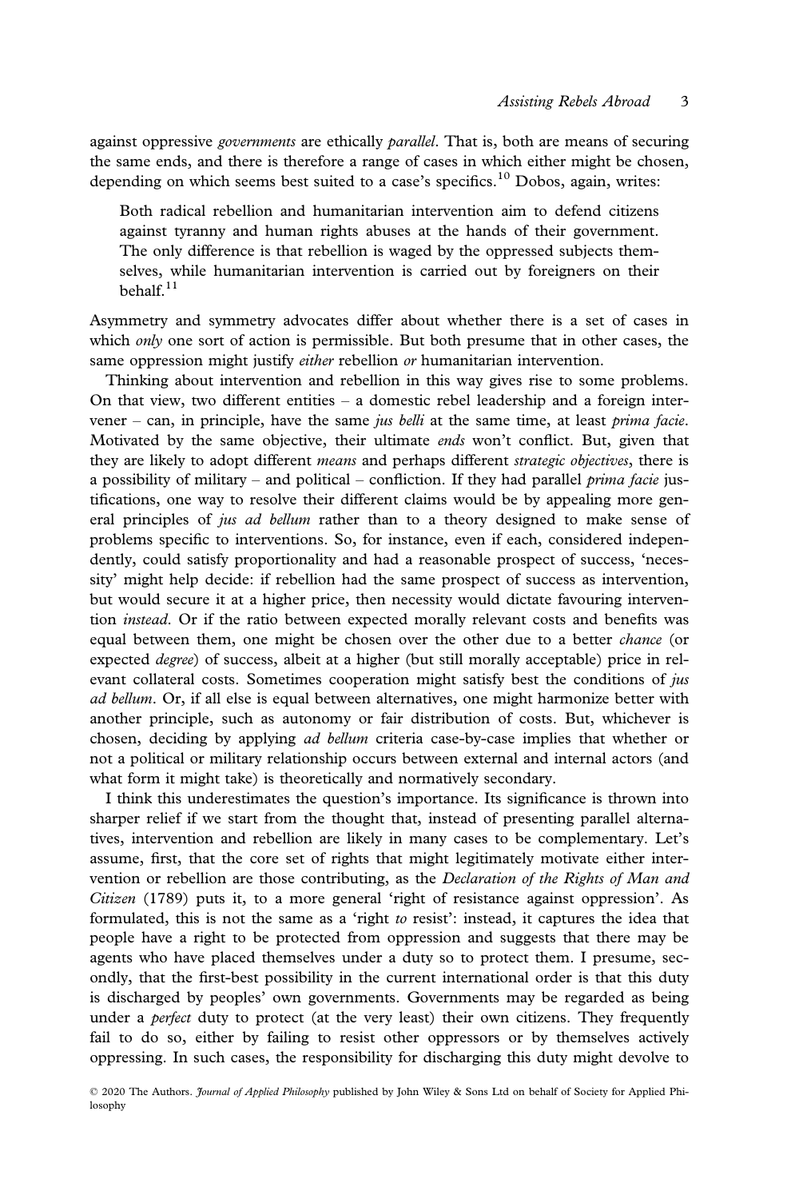against oppressive *governments* are ethically *parallel*. That is, both are means of securing the same ends, and there is therefore a range of cases in which either might be chosen, depending on which seems best suited to a case's specifics.[10] Dobos, again, writes:

> Both radical rebellion and humanitarian intervention aim to defend citizens against tyranny and human rights abuses at the hands of their government. The only difference is that rebellion is waged by the oppressed subjects themselves, while humanitarian intervention is carried out by foreigners on their behalf.[11]

Asymmetry and symmetry advocates differ about whether there is a set of cases in which *only* one sort of action is permissible. But both presume that in other cases, the same oppression might justify *either* rebellion *or* humanitarian intervention.

Thinking about intervention and rebellion in this way gives rise to some problems. On that view, two different entities – a domestic rebel leadership and a foreign intervener – can, in principle, have the same *jus belli* at the same time, at least *prima facie*. Motivated by the same objective, their ultimate *ends* won't conflict. But, given that they are likely to adopt different *means* and perhaps different *strategic objectives*, there is a possibility of military – and political – confliction. If they had parallel *prima facie* justifications, one way to resolve their different claims would be by appealing more general principles of *jus ad bellum* rather than to a theory designed to make sense of problems specific to interventions. So, for instance, even if each, considered independently, could satisfy proportionality and had a reasonable prospect of success, 'necessity' might help decide: if rebellion had the same prospect of success as intervention, but would secure it at a higher price, then necessity would dictate favouring intervention *instead*. Or if the ratio between expected morally relevant costs and benefits was equal between them, one might be chosen over the other due to a better *chance* (or expected *degree*) of success, albeit at a higher (but still morally acceptable) price in relevant collateral costs. Sometimes cooperation might satisfy best the conditions of *jus ad bellum*. Or, if all else is equal between alternatives, one might harmonize better with another principle, such as autonomy or fair distribution of costs. But, whichever is chosen, deciding by applying *ad bellum* criteria case-by-case implies that whether or not a political or military relationship occurs between external and internal actors (and what form it might take) is theoretically and normatively secondary.

I think this underestimates the question's importance. Its significance is thrown into sharper relief if we start from the thought that, instead of presenting parallel alternatives, intervention and rebellion are likely in many cases to be complementary. Let's assume, first, that the core set of rights that might legitimately motivate either intervention or rebellion are those contributing, as the *Declaration of the Rights of Man and Citizen* (1789) puts it, to a more general 'right of resistance against oppression'. As formulated, this is not the same as a 'right *to* resist': instead, it captures the idea that people have a right to be protected from oppression and suggests that there may be agents who have placed themselves under a duty so to protect them. I presume, secondly, that the first-best possibility in the current international order is that this duty is discharged by peoples' own governments. Governments may be regarded as being under a *perfect* duty to protect (at the very least) their own citizens. They frequently fail to do so, either by failing to resist other oppressors or by themselves actively oppressing. In such cases, the responsibility for discharging this duty might devolve to

© 2020 The Authors. *Journal of Applied Philosophy* published by John Wiley & Sons Ltd on behalf of Society for Applied Philosophy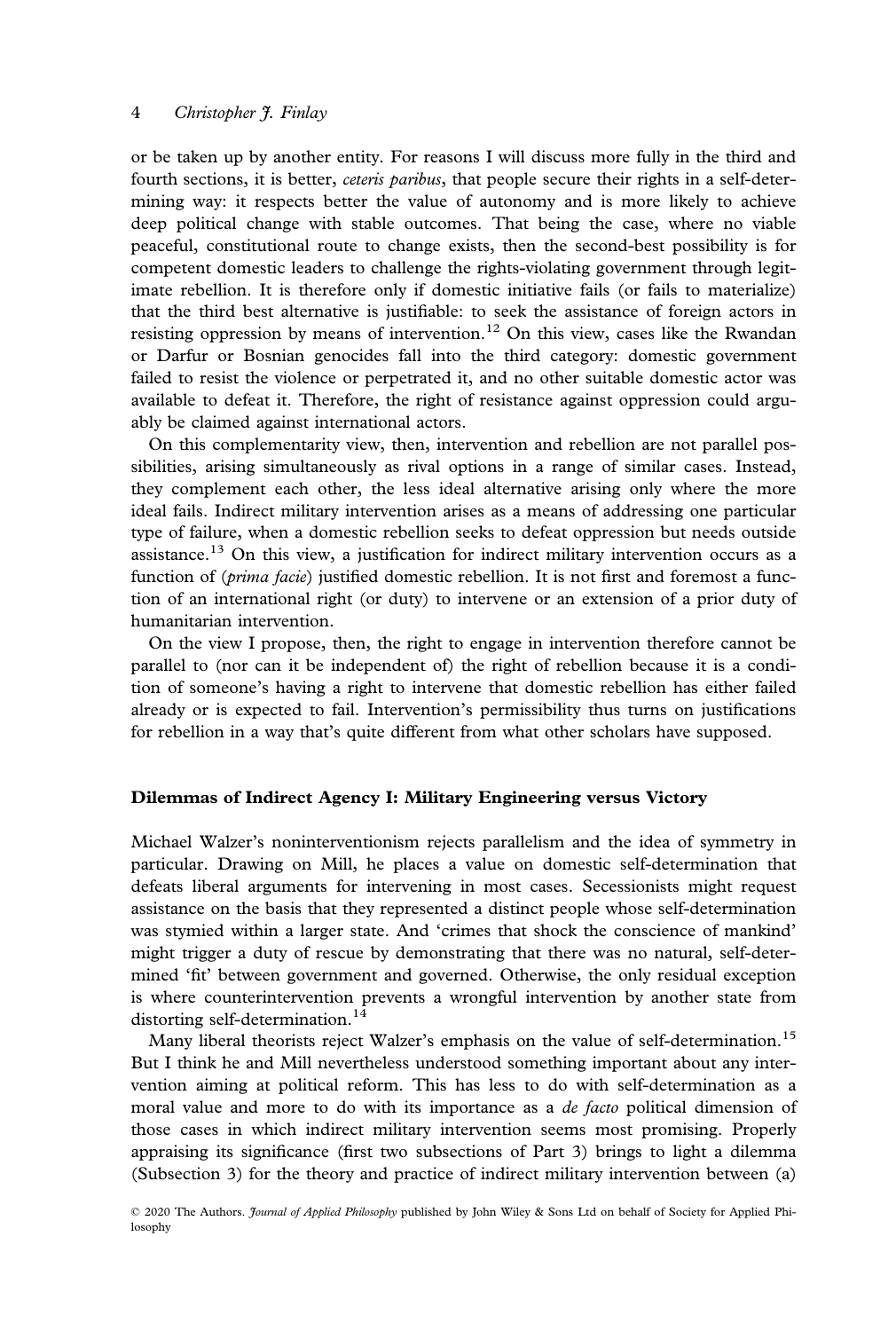or be taken up by another entity. For reasons I will discuss more fully in the third and fourth sections, it is better, *ceteris paribus*, that people secure their rights in a self-determining way: it respects better the value of autonomy and is more likely to achieve deep political change with stable outcomes. That being the case, where no viable peaceful, constitutional route to change exists, then the second-best possibility is for competent domestic leaders to challenge the rights-violating government through legitimate rebellion. It is therefore only if domestic initiative fails (or fails to materialize) that the third best alternative is justifiable: to seek the assistance of foreign actors in resisting oppression by means of intervention.[12] On this view, cases like the Rwandan or Darfur or Bosnian genocides fall into the third category: domestic government failed to resist the violence or perpetrated it, and no other suitable domestic actor was available to defeat it. Therefore, the right of resistance against oppression could arguably be claimed against international actors.

On this complementarity view, then, intervention and rebellion are not parallel possibilities, arising simultaneously as rival options in a range of similar cases. Instead, they complement each other, the less ideal alternative arising only where the more ideal fails. Indirect military intervention arises as a means of addressing one particular type of failure, when a domestic rebellion seeks to defeat oppression but needs outside assistance.[13] On this view, a justification for indirect military intervention occurs as a function of (*prima facie*) justified domestic rebellion. It is not first and foremost a function of an international right (or duty) to intervene or an extension of a prior duty of humanitarian intervention.

On the view I propose, then, the right to engage in intervention therefore cannot be parallel to (nor can it be independent of) the right of rebellion because it is a condition of someone's having a right to intervene that domestic rebellion has either failed already or is expected to fail. Intervention's permissibility thus turns on justifications for rebellion in a way that's quite different from what other scholars have supposed.

## Dilemmas of Indirect Agency I: Military Engineering versus Victory

Michael Walzer's noninterventionism rejects parallelism and the idea of symmetry in particular. Drawing on Mill, he places a value on domestic self-determination that defeats liberal arguments for intervening in most cases. Secessionists might request assistance on the basis that they represented a distinct people whose self-determination was stymied within a larger state. And 'crimes that shock the conscience of mankind' might trigger a duty of rescue by demonstrating that there was no natural, self-determined 'fit' between government and governed. Otherwise, the only residual exception is where counterintervention prevents a wrongful intervention by another state from distorting self-determination.[14]

Many liberal theorists reject Walzer's emphasis on the value of self-determination.[15] But I think he and Mill nevertheless understood something important about any intervention aiming at political reform. This has less to do with self-determination as a moral value and more to do with its importance as a *de facto* political dimension of those cases in which indirect military intervention seems most promising. Properly appraising its significance (first two subsections of Part 3) brings to light a dilemma (Subsection 3) for the theory and practice of indirect military intervention between (a)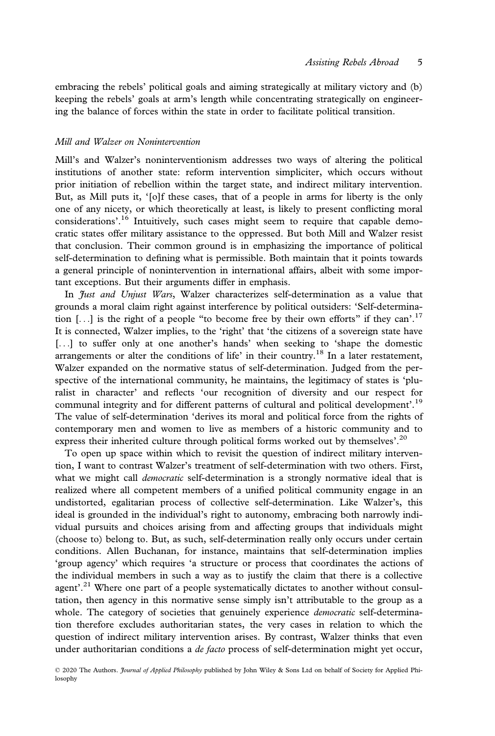embracing the rebels' political goals and aiming strategically at military victory and (b) keeping the rebels' goals at arm's length while concentrating strategically on engineering the balance of forces within the state in order to facilitate political transition.

### *Mill and Walzer on Nonintervention*

Mill's and Walzer's noninterventionism addresses two ways of altering the political institutions of another state: reform intervention simpliciter, which occurs without prior initiation of rebellion within the target state, and indirect military intervention. But, as Mill puts it, '[o]f these cases, that of a people in arms for liberty is the only one of any nicety, or which theoretically at least, is likely to present conflicting moral considerations'.[16] Intuitively, such cases might seem to require that capable democratic states offer military assistance to the oppressed. But both Mill and Walzer resist that conclusion. Their common ground is in emphasizing the importance of political self-determination to defining what is permissible. Both maintain that it points towards a general principle of nonintervention in international affairs, albeit with some important exceptions. But their arguments differ in emphasis.

In *Just and Unjust Wars*, Walzer characterizes self-determination as a value that grounds a moral claim right against interference by political outsiders: 'Self-determination [...] is the right of a people "to become free by their own efforts" if they can'.[17] It is connected, Walzer implies, to the 'right' that 'the citizens of a sovereign state have [...] to suffer only at one another's hands' when seeking to 'shape the domestic arrangements or alter the conditions of life' in their country.[18] In a later restatement, Walzer expanded on the normative status of self-determination. Judged from the perspective of the international community, he maintains, the legitimacy of states is 'pluralist in character' and reflects 'our recognition of diversity and our respect for communal integrity and for different patterns of cultural and political development'.[19] The value of self-determination 'derives its moral and political force from the rights of contemporary men and women to live as members of a historic community and to express their inherited culture through political forms worked out by themselves'.[20]

To open up space within which to revisit the question of indirect military intervention, I want to contrast Walzer's treatment of self-determination with two others. First, what we might call *democratic* self-determination is a strongly normative ideal that is realized where all competent members of a unified political community engage in an undistorted, egalitarian process of collective self-determination. Like Walzer's, this ideal is grounded in the individual's right to autonomy, embracing both narrowly individual pursuits and choices arising from and affecting groups that individuals might (choose to) belong to. But, as such, self-determination really only occurs under certain conditions. Allen Buchanan, for instance, maintains that self-determination implies 'group agency' which requires 'a structure or process that coordinates the actions of the individual members in such a way as to justify the claim that there is a collective agent'.[21] Where one part of a people systematically dictates to another without consultation, then agency in this normative sense simply isn't attributable to the group as a whole. The category of societies that genuinely experience *democratic* self-determination therefore excludes authoritarian states, the very cases in relation to which the question of indirect military intervention arises. By contrast, Walzer thinks that even under authoritarian conditions a *de facto* process of self-determination might yet occur,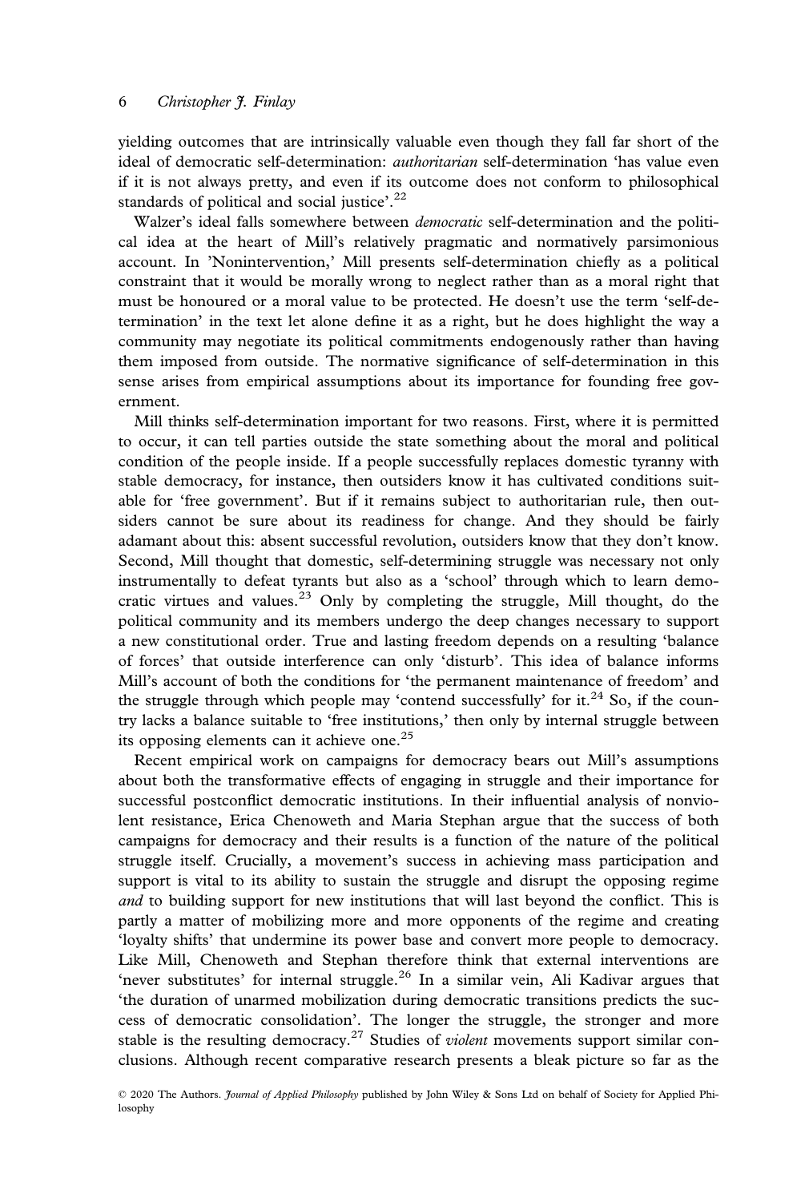yielding outcomes that are intrinsically valuable even though they fall far short of the ideal of democratic self-determination: *authoritarian* self-determination 'has value even if it is not always pretty, and even if its outcome does not conform to philosophical standards of political and social justice'.[22]

Walzer's ideal falls somewhere between *democratic* self-determination and the political idea at the heart of Mill's relatively pragmatic and normatively parsimonious account. In 'Nonintervention,' Mill presents self-determination chiefly as a political constraint that it would be morally wrong to neglect rather than as a moral right that must be honoured or a moral value to be protected. He doesn't use the term 'self-determination' in the text let alone define it as a right, but he does highlight the way a community may negotiate its political commitments endogenously rather than having them imposed from outside. The normative significance of self-determination in this sense arises from empirical assumptions about its importance for founding free government.

Mill thinks self-determination important for two reasons. First, where it is permitted to occur, it can tell parties outside the state something about the moral and political condition of the people inside. If a people successfully replaces domestic tyranny with stable democracy, for instance, then outsiders know it has cultivated conditions suitable for 'free government'. But if it remains subject to authoritarian rule, then outsiders cannot be sure about its readiness for change. And they should be fairly adamant about this: absent successful revolution, outsiders know that they don't know. Second, Mill thought that domestic, self-determining struggle was necessary not only instrumentally to defeat tyrants but also as a 'school' through which to learn democratic virtues and values.[23] Only by completing the struggle, Mill thought, do the political community and its members undergo the deep changes necessary to support a new constitutional order. True and lasting freedom depends on a resulting 'balance of forces' that outside interference can only 'disturb'. This idea of balance informs Mill's account of both the conditions for 'the permanent maintenance of freedom' and the struggle through which people may 'contend successfully' for it.[24] So, if the country lacks a balance suitable to 'free institutions,' then only by internal struggle between its opposing elements can it achieve one.[25]

Recent empirical work on campaigns for democracy bears out Mill's assumptions about both the transformative effects of engaging in struggle and their importance for successful postconflict democratic institutions. In their influential analysis of nonviolent resistance, Erica Chenoweth and Maria Stephan argue that the success of both campaigns for democracy and their results is a function of the nature of the political struggle itself. Crucially, a movement's success in achieving mass participation and support is vital to its ability to sustain the struggle and disrupt the opposing regime *and* to building support for new institutions that will last beyond the conflict. This is partly a matter of mobilizing more and more opponents of the regime and creating 'loyalty shifts' that undermine its power base and convert more people to democracy. Like Mill, Chenoweth and Stephan therefore think that external interventions are 'never substitutes' for internal struggle.[26] In a similar vein, Ali Kadivar argues that 'the duration of unarmed mobilization during democratic transitions predicts the success of democratic consolidation'. The longer the struggle, the stronger and more stable is the resulting democracy.[27] Studies of *violent* movements support similar conclusions. Although recent comparative research presents a bleak picture so far as the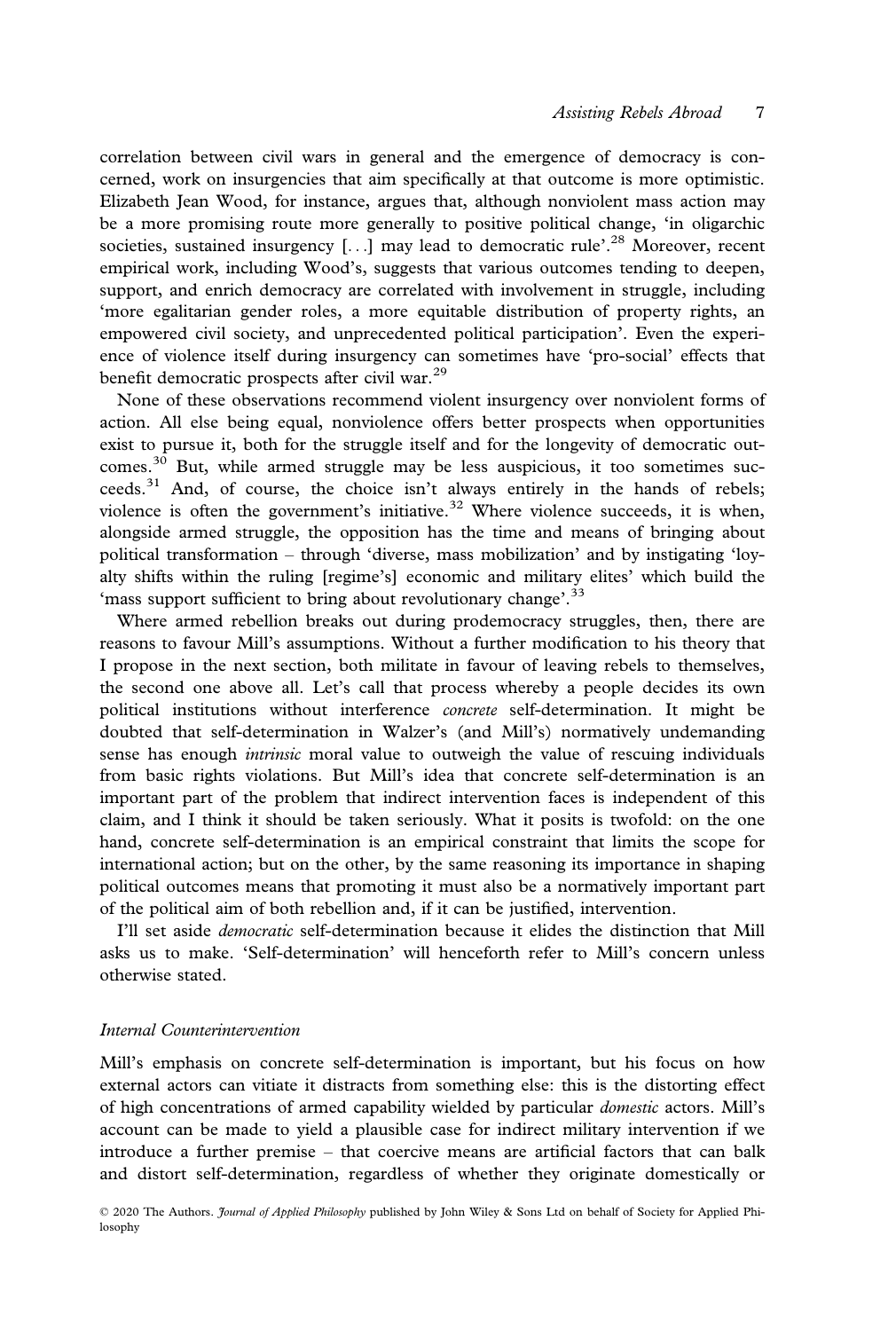correlation between civil wars in general and the emergence of democracy is concerned, work on insurgencies that aim specifically at that outcome is more optimistic. Elizabeth Jean Wood, for instance, argues that, although nonviolent mass action may be a more promising route more generally to positive political change, 'in oligarchic societies, sustained insurgency [...] may lead to democratic rule'.[28] Moreover, recent empirical work, including Wood's, suggests that various outcomes tending to deepen, support, and enrich democracy are correlated with involvement in struggle, including 'more egalitarian gender roles, a more equitable distribution of property rights, an empowered civil society, and unprecedented political participation'. Even the experience of violence itself during insurgency can sometimes have 'pro-social' effects that benefit democratic prospects after civil war.[29]

None of these observations recommend violent insurgency over nonviolent forms of action. All else being equal, nonviolence offers better prospects when opportunities exist to pursue it, both for the struggle itself and for the longevity of democratic outcomes.[30] But, while armed struggle may be less auspicious, it too sometimes succeeds.[31] And, of course, the choice isn't always entirely in the hands of rebels; violence is often the government's initiative.[32] Where violence succeeds, it is when, alongside armed struggle, the opposition has the time and means of bringing about political transformation – through 'diverse, mass mobilization' and by instigating 'loyalty shifts within the ruling [regime's] economic and military elites' which build the 'mass support sufficient to bring about revolutionary change'.[33]

Where armed rebellion breaks out during prodemocracy struggles, then, there are reasons to favour Mill's assumptions. Without a further modification to his theory that I propose in the next section, both militate in favour of leaving rebels to themselves, the second one above all. Let's call that process whereby a people decides its own political institutions without interference *concrete* self-determination. It might be doubted that self-determination in Walzer's (and Mill's) normatively undemanding sense has enough *intrinsic* moral value to outweigh the value of rescuing individuals from basic rights violations. But Mill's idea that concrete self-determination is an important part of the problem that indirect intervention faces is independent of this claim, and I think it should be taken seriously. What it posits is twofold: on the one hand, concrete self-determination is an empirical constraint that limits the scope for international action; but on the other, by the same reasoning its importance in shaping political outcomes means that promoting it must also be a normatively important part of the political aim of both rebellion and, if it can be justified, intervention.

I'll set aside *democratic* self-determination because it elides the distinction that Mill asks us to make. 'Self-determination' will henceforth refer to Mill's concern unless otherwise stated.

### *Internal Counterintervention*

Mill's emphasis on concrete self-determination is important, but his focus on how external actors can vitiate it distracts from something else: this is the distorting effect of high concentrations of armed capability wielded by particular *domestic* actors. Mill's account can be made to yield a plausible case for indirect military intervention if we introduce a further premise – that coercive means are artificial factors that can balk and distort self-determination, regardless of whether they originate domestically or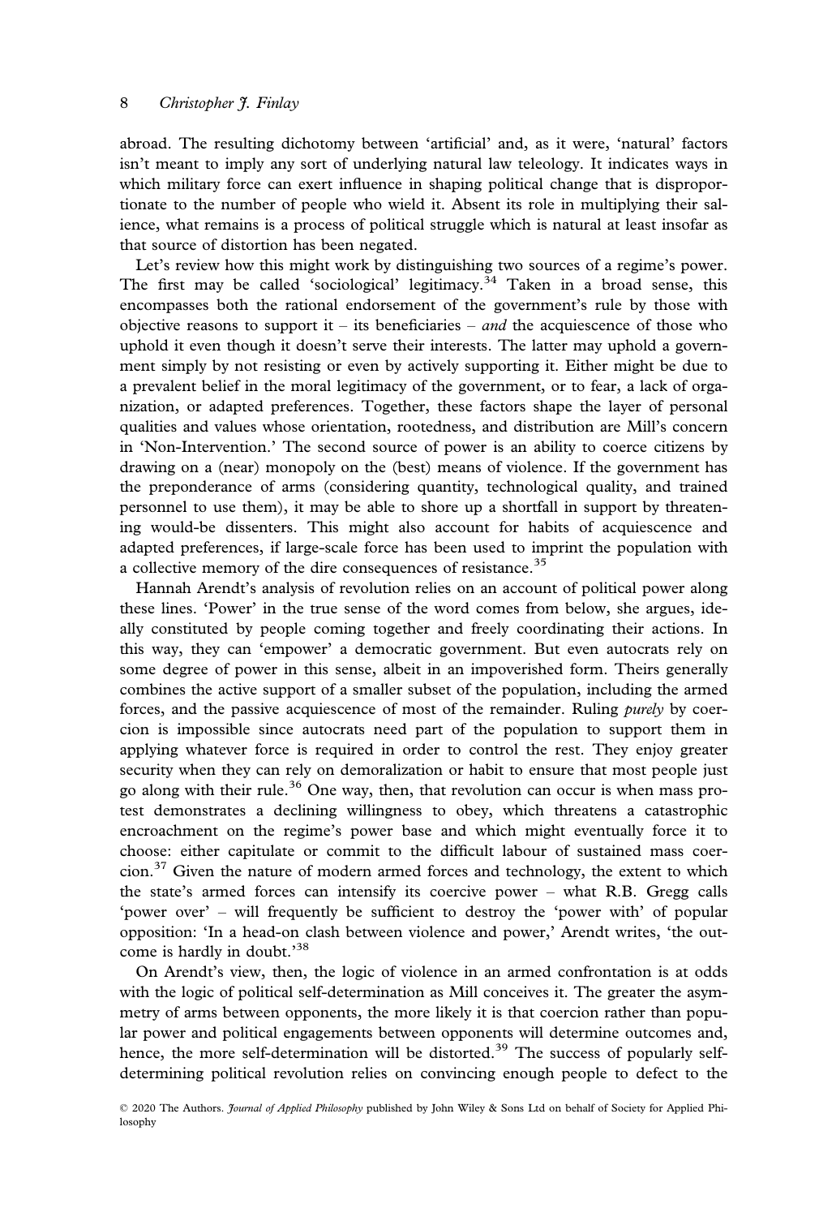abroad. The resulting dichotomy between 'artificial' and, as it were, 'natural' factors isn't meant to imply any sort of underlying natural law teleology. It indicates ways in which military force can exert influence in shaping political change that is disproportionate to the number of people who wield it. Absent its role in multiplying their salience, what remains is a process of political struggle which is natural at least insofar as that source of distortion has been negated.

Let's review how this might work by distinguishing two sources of a regime's power. The first may be called 'sociological' legitimacy.[34] Taken in a broad sense, this encompasses both the rational endorsement of the government's rule by those with objective reasons to support it – its beneficiaries – *and* the acquiescence of those who uphold it even though it doesn't serve their interests. The latter may uphold a government simply by not resisting or even by actively supporting it. Either might be due to a prevalent belief in the moral legitimacy of the government, or to fear, a lack of organization, or adapted preferences. Together, these factors shape the layer of personal qualities and values whose orientation, rootedness, and distribution are Mill's concern in 'Non-Intervention.' The second source of power is an ability to coerce citizens by drawing on a (near) monopoly on the (best) means of violence. If the government has the preponderance of arms (considering quantity, technological quality, and trained personnel to use them), it may be able to shore up a shortfall in support by threatening would-be dissenters. This might also account for habits of acquiescence and adapted preferences, if large-scale force has been used to imprint the population with a collective memory of the dire consequences of resistance.[35]

Hannah Arendt's analysis of revolution relies on an account of political power along these lines. 'Power' in the true sense of the word comes from below, she argues, ideally constituted by people coming together and freely coordinating their actions. In this way, they can 'empower' a democratic government. But even autocrats rely on some degree of power in this sense, albeit in an impoverished form. Theirs generally combines the active support of a smaller subset of the population, including the armed forces, and the passive acquiescence of most of the remainder. Ruling *purely* by coercion is impossible since autocrats need part of the population to support them in applying whatever force is required in order to control the rest. They enjoy greater security when they can rely on demoralization or habit to ensure that most people just go along with their rule.[36] One way, then, that revolution can occur is when mass protest demonstrates a declining willingness to obey, which threatens a catastrophic encroachment on the regime's power base and which might eventually force it to choose: either capitulate or commit to the difficult labour of sustained mass coercion.[37] Given the nature of modern armed forces and technology, the extent to which the state's armed forces can intensify its coercive power – what R.B. Gregg calls 'power over' – will frequently be sufficient to destroy the 'power with' of popular opposition: 'In a head-on clash between violence and power,' Arendt writes, 'the outcome is hardly in doubt.'[38]

On Arendt's view, then, the logic of violence in an armed confrontation is at odds with the logic of political self-determination as Mill conceives it. The greater the asymmetry of arms between opponents, the more likely it is that coercion rather than popular power and political engagements between opponents will determine outcomes and, hence, the more self-determination will be distorted.[39] The success of popularly self-determining political revolution relies on convincing enough people to defect to the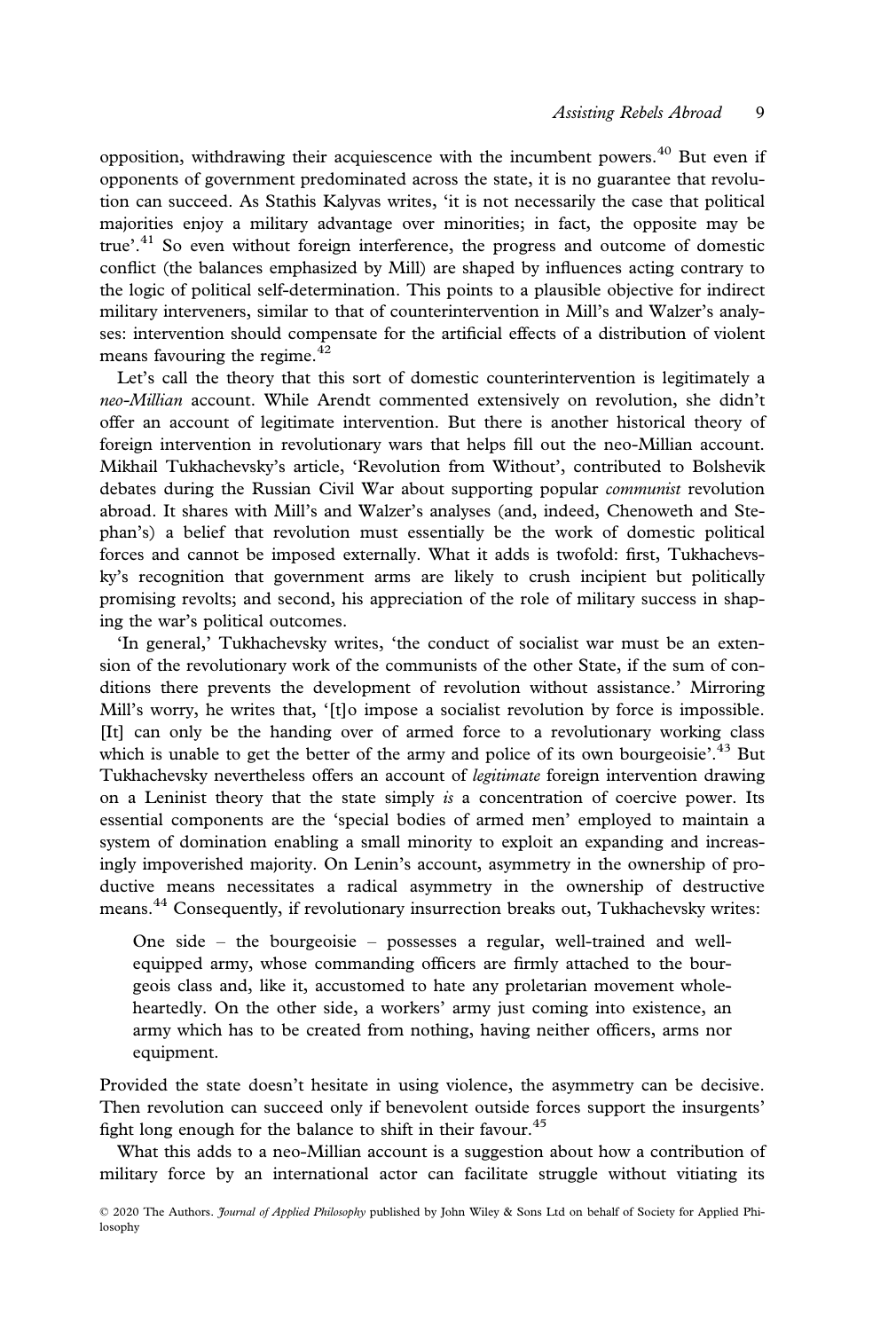opposition, withdrawing their acquiescence with the incumbent powers.[40] But even if opponents of government predominated across the state, it is no guarantee that revolution can succeed. As Stathis Kalyvas writes, 'it is not necessarily the case that political majorities enjoy a military advantage over minorities; in fact, the opposite may be true'.[41] So even without foreign interference, the progress and outcome of domestic conflict (the balances emphasized by Mill) are shaped by influences acting contrary to the logic of political self-determination. This points to a plausible objective for indirect military interveners, similar to that of counterintervention in Mill's and Walzer's analyses: intervention should compensate for the artificial effects of a distribution of violent means favouring the regime.[42]

Let's call the theory that this sort of domestic counterintervention is legitimately a *neo-Millian* account. While Arendt commented extensively on revolution, she didn't offer an account of legitimate intervention. But there is another historical theory of foreign intervention in revolutionary wars that helps fill out the neo-Millian account. Mikhail Tukhachevsky's article, 'Revolution from Without', contributed to Bolshevik debates during the Russian Civil War about supporting popular *communist* revolution abroad. It shares with Mill's and Walzer's analyses (and, indeed, Chenoweth and Stephan's) a belief that revolution must essentially be the work of domestic political forces and cannot be imposed externally. What it adds is twofold: first, Tukhachevsky's recognition that government arms are likely to crush incipient but politically promising revolts; and second, his appreciation of the role of military success in shaping the war's political outcomes.

'In general,' Tukhachevsky writes, 'the conduct of socialist war must be an extension of the revolutionary work of the communists of the other State, if the sum of conditions there prevents the development of revolution without assistance.' Mirroring Mill's worry, he writes that, '[t]o impose a socialist revolution by force is impossible. [It] can only be the handing over of armed force to a revolutionary working class which is unable to get the better of the army and police of its own bourgeoisie'.[43] But Tukhachevsky nevertheless offers an account of *legitimate* foreign intervention drawing on a Leninist theory that the state simply *is* a concentration of coercive power. Its essential components are the 'special bodies of armed men' employed to maintain a system of domination enabling a small minority to exploit an expanding and increasingly impoverished majority. On Lenin's account, asymmetry in the ownership of productive means necessitates a radical asymmetry in the ownership of destructive means.[44] Consequently, if revolutionary insurrection breaks out, Tukhachevsky writes:

> One side – the bourgeoisie – possesses a regular, well-trained and well-equipped army, whose commanding officers are firmly attached to the bourgeois class and, like it, accustomed to hate any proletarian movement wholeheartedly. On the other side, a workers' army just coming into existence, an army which has to be created from nothing, having neither officers, arms nor equipment.

Provided the state doesn't hesitate in using violence, the asymmetry can be decisive. Then revolution can succeed only if benevolent outside forces support the insurgents' fight long enough for the balance to shift in their favour.[45]

What this adds to a neo-Millian account is a suggestion about how a contribution of military force by an international actor can facilitate struggle without vitiating its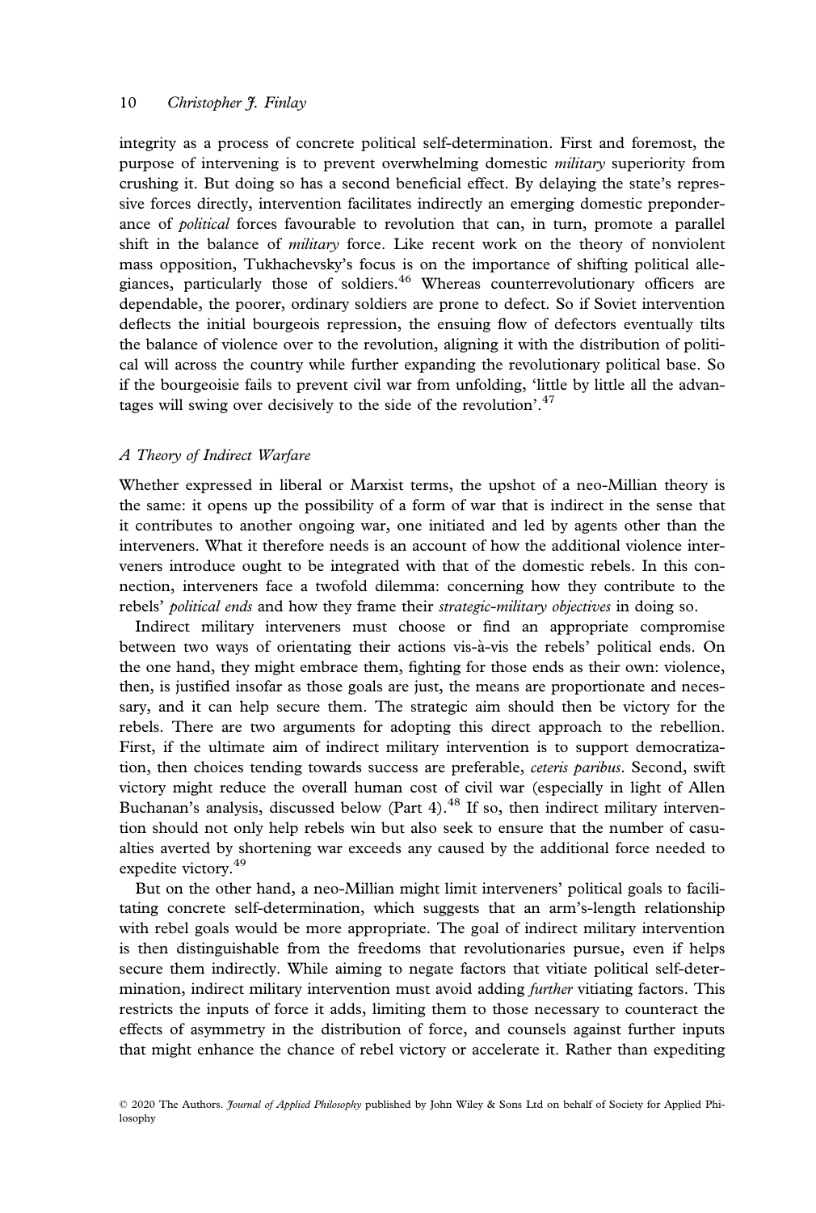integrity as a process of concrete political self-determination. First and foremost, the purpose of intervening is to prevent overwhelming domestic *military* superiority from crushing it. But doing so has a second beneficial effect. By delaying the state's repressive forces directly, intervention facilitates indirectly an emerging domestic preponderance of *political* forces favourable to revolution that can, in turn, promote a parallel shift in the balance of *military* force. Like recent work on the theory of nonviolent mass opposition, Tukhachevsky's focus is on the importance of shifting political allegiances, particularly those of soldiers.[46] Whereas counterrevolutionary officers are dependable, the poorer, ordinary soldiers are prone to defect. So if Soviet intervention deflects the initial bourgeois repression, the ensuing flow of defectors eventually tilts the balance of violence over to the revolution, aligning it with the distribution of political will across the country while further expanding the revolutionary political base. So if the bourgeoisie fails to prevent civil war from unfolding, 'little by little all the advantages will swing over decisively to the side of the revolution'.[47]

### *A Theory of Indirect Warfare*

Whether expressed in liberal or Marxist terms, the upshot of a neo-Millian theory is the same: it opens up the possibility of a form of war that is indirect in the sense that it contributes to another ongoing war, one initiated and led by agents other than the interveners. What it therefore needs is an account of how the additional violence interveners introduce ought to be integrated with that of the domestic rebels. In this connection, interveners face a twofold dilemma: concerning how they contribute to the rebels' *political ends* and how they frame their *strategic-military objectives* in doing so.

Indirect military interveners must choose or find an appropriate compromise between two ways of orientating their actions vis-à-vis the rebels' political ends. On the one hand, they might embrace them, fighting for those ends as their own: violence, then, is justified insofar as those goals are just, the means are proportionate and necessary, and it can help secure them. The strategic aim should then be victory for the rebels. There are two arguments for adopting this direct approach to the rebellion. First, if the ultimate aim of indirect military intervention is to support democratization, then choices tending towards success are preferable, *ceteris paribus*. Second, swift victory might reduce the overall human cost of civil war (especially in light of Allen Buchanan's analysis, discussed below (Part 4).[48] If so, then indirect military intervention should not only help rebels win but also seek to ensure that the number of casualties averted by shortening war exceeds any caused by the additional force needed to expedite victory.[49]

But on the other hand, a neo-Millian might limit interveners' political goals to facilitating concrete self-determination, which suggests that an arm's-length relationship with rebel goals would be more appropriate. The goal of indirect military intervention is then distinguishable from the freedoms that revolutionaries pursue, even if helps secure them indirectly. While aiming to negate factors that vitiate political self-determination, indirect military intervention must avoid adding *further* vitiating factors. This restricts the inputs of force it adds, limiting them to those necessary to counteract the effects of asymmetry in the distribution of force, and counsels against further inputs that might enhance the chance of rebel victory or accelerate it. Rather than expediting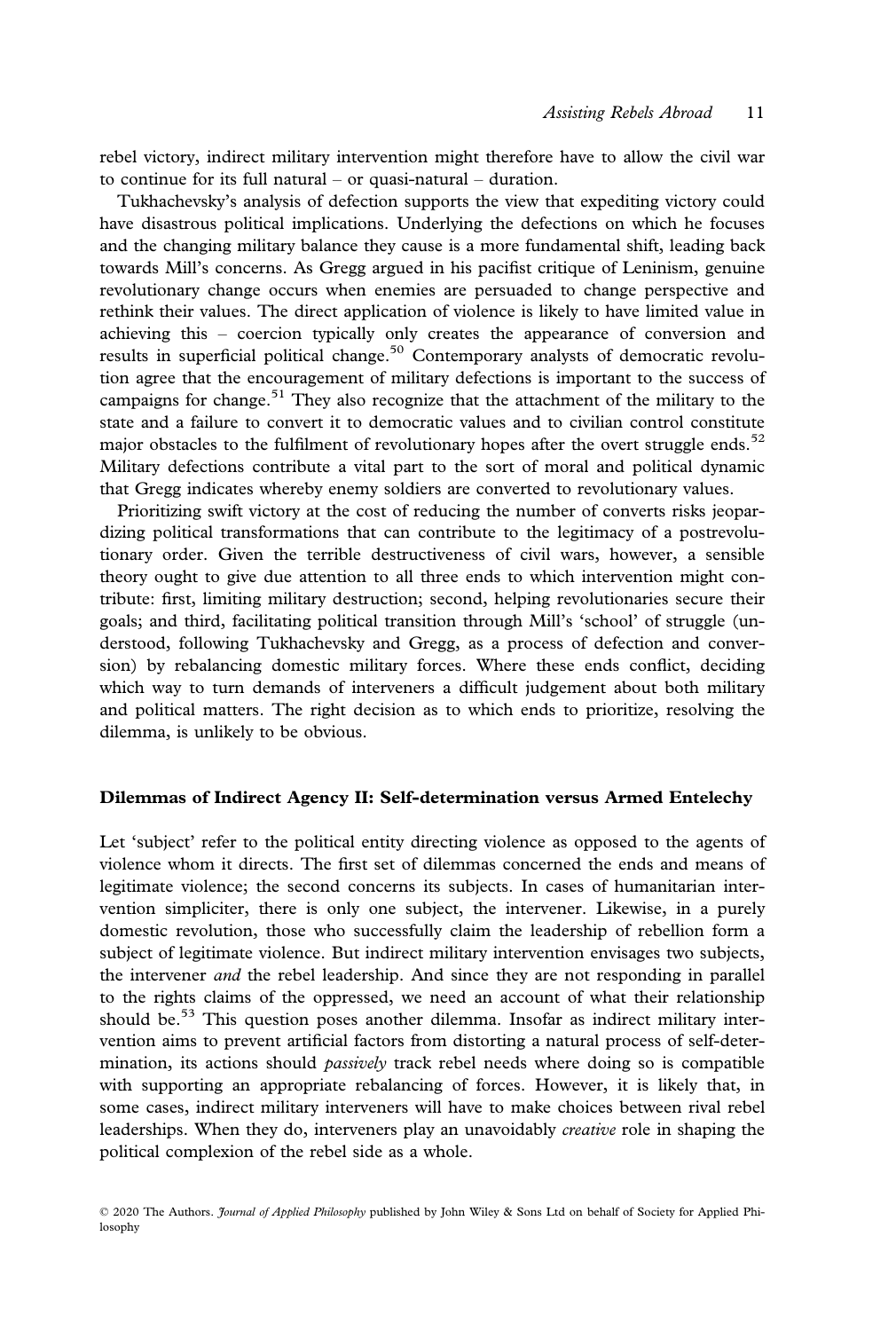rebel victory, indirect military intervention might therefore have to allow the civil war to continue for its full natural – or quasi-natural – duration.

Tukhachevsky's analysis of defection supports the view that expediting victory could have disastrous political implications. Underlying the defections on which he focuses and the changing military balance they cause is a more fundamental shift, leading back towards Mill's concerns. As Gregg argued in his pacifist critique of Leninism, genuine revolutionary change occurs when enemies are persuaded to change perspective and rethink their values. The direct application of violence is likely to have limited value in achieving this – coercion typically only creates the appearance of conversion and results in superficial political change.[50] Contemporary analysts of democratic revolution agree that the encouragement of military defections is important to the success of campaigns for change.[51] They also recognize that the attachment of the military to the state and a failure to convert it to democratic values and to civilian control constitute major obstacles to the fulfilment of revolutionary hopes after the overt struggle ends.[52] Military defections contribute a vital part to the sort of moral and political dynamic that Gregg indicates whereby enemy soldiers are converted to revolutionary values.

Prioritizing swift victory at the cost of reducing the number of converts risks jeopardizing political transformations that can contribute to the legitimacy of a postrevolutionary order. Given the terrible destructiveness of civil wars, however, a sensible theory ought to give due attention to all three ends to which intervention might contribute: first, limiting military destruction; second, helping revolutionaries secure their goals; and third, facilitating political transition through Mill's 'school' of struggle (understood, following Tukhachevsky and Gregg, as a process of defection and conversion) by rebalancing domestic military forces. Where these ends conflict, deciding which way to turn demands of interveners a difficult judgement about both military and political matters. The right decision as to which ends to prioritize, resolving the dilemma, is unlikely to be obvious.

## Dilemmas of Indirect Agency II: Self-determination versus Armed Entelechy

Let 'subject' refer to the political entity directing violence as opposed to the agents of violence whom it directs. The first set of dilemmas concerned the ends and means of legitimate violence; the second concerns its subjects. In cases of humanitarian intervention simpliciter, there is only one subject, the intervener. Likewise, in a purely domestic revolution, those who successfully claim the leadership of rebellion form a subject of legitimate violence. But indirect military intervention envisages two subjects, the intervener *and* the rebel leadership. And since they are not responding in parallel to the rights claims of the oppressed, we need an account of what their relationship should be.[53] This question poses another dilemma. Insofar as indirect military intervention aims to prevent artificial factors from distorting a natural process of self-determination, its actions should *passively* track rebel needs where doing so is compatible with supporting an appropriate rebalancing of forces. However, it is likely that, in some cases, indirect military interveners will have to make choices between rival rebel leaderships. When they do, interveners play an unavoidably *creative* role in shaping the political complexion of the rebel side as a whole.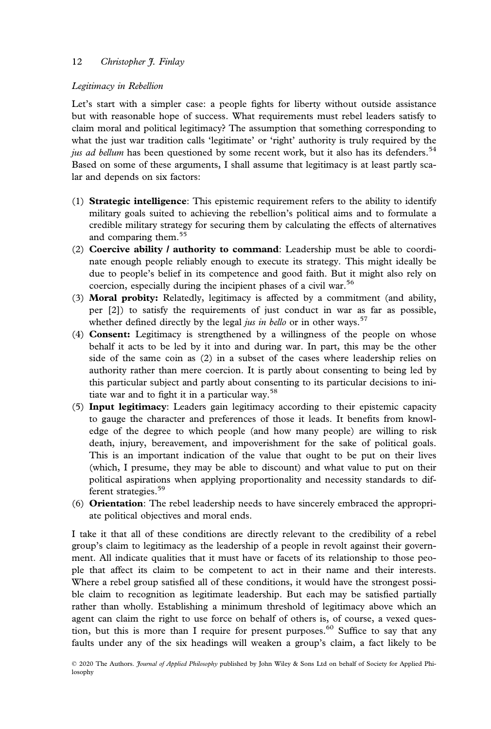*Legitimacy in Rebellion*

Let's start with a simpler case: a people fights for liberty without outside assistance but with reasonable hope of success. What requirements must rebel leaders satisfy to claim moral and political legitimacy? The assumption that something corresponding to what the just war tradition calls 'legitimate' or 'right' authority is truly required by the *jus ad bellum* has been questioned by some recent work, but it also has its defenders.[54] Based on some of these arguments, I shall assume that legitimacy is at least partly scalar and depends on six factors:

(1) **Strategic intelligence**: This epistemic requirement refers to the ability to identify military goals suited to achieving the rebellion's political aims and to formulate a credible military strategy for securing them by calculating the effects of alternatives and comparing them.[55]
(2) **Coercive ability / authority to command**: Leadership must be able to coordinate enough people reliably enough to execute its strategy. This might ideally be due to people's belief in its competence and good faith. But it might also rely on coercion, especially during the incipient phases of a civil war.[56]
(3) **Moral probity:** Relatedly, legitimacy is affected by a commitment (and ability, per [2]) to satisfy the requirements of just conduct in war as far as possible, whether defined directly by the legal *jus in bello* or in other ways.[57]
(4) **Consent:** Legitimacy is strengthened by a willingness of the people on whose behalf it acts to be led by it into and during war. In part, this may be the other side of the same coin as (2) in a subset of the cases where leadership relies on authority rather than mere coercion. It is partly about consenting to being led by this particular subject and partly about consenting to its particular decisions to initiate war and to fight it in a particular way.[58]
(5) **Input legitimacy**: Leaders gain legitimacy according to their epistemic capacity to gauge the character and preferences of those it leads. It benefits from knowledge of the degree to which people (and how many people) are willing to risk death, injury, bereavement, and impoverishment for the sake of political goals. This is an important indication of the value that ought to be put on their lives (which, I presume, they may be able to discount) and what value to put on their political aspirations when applying proportionality and necessity standards to different strategies.[59]
(6) **Orientation**: The rebel leadership needs to have sincerely embraced the appropriate political objectives and moral ends.

I take it that all of these conditions are directly relevant to the credibility of a rebel group's claim to legitimacy as the leadership of a people in revolt against their government. All indicate qualities that it must have or facets of its relationship to those people that affect its claim to be competent to act in their name and their interests. Where a rebel group satisfied all of these conditions, it would have the strongest possible claim to recognition as legitimate leadership. But each may be satisfied partially rather than wholly. Establishing a minimum threshold of legitimacy above which an agent can claim the right to use force on behalf of others is, of course, a vexed question, but this is more than I require for present purposes.[60] Suffice to say that any faults under any of the six headings will weaken a group's claim, a fact likely to be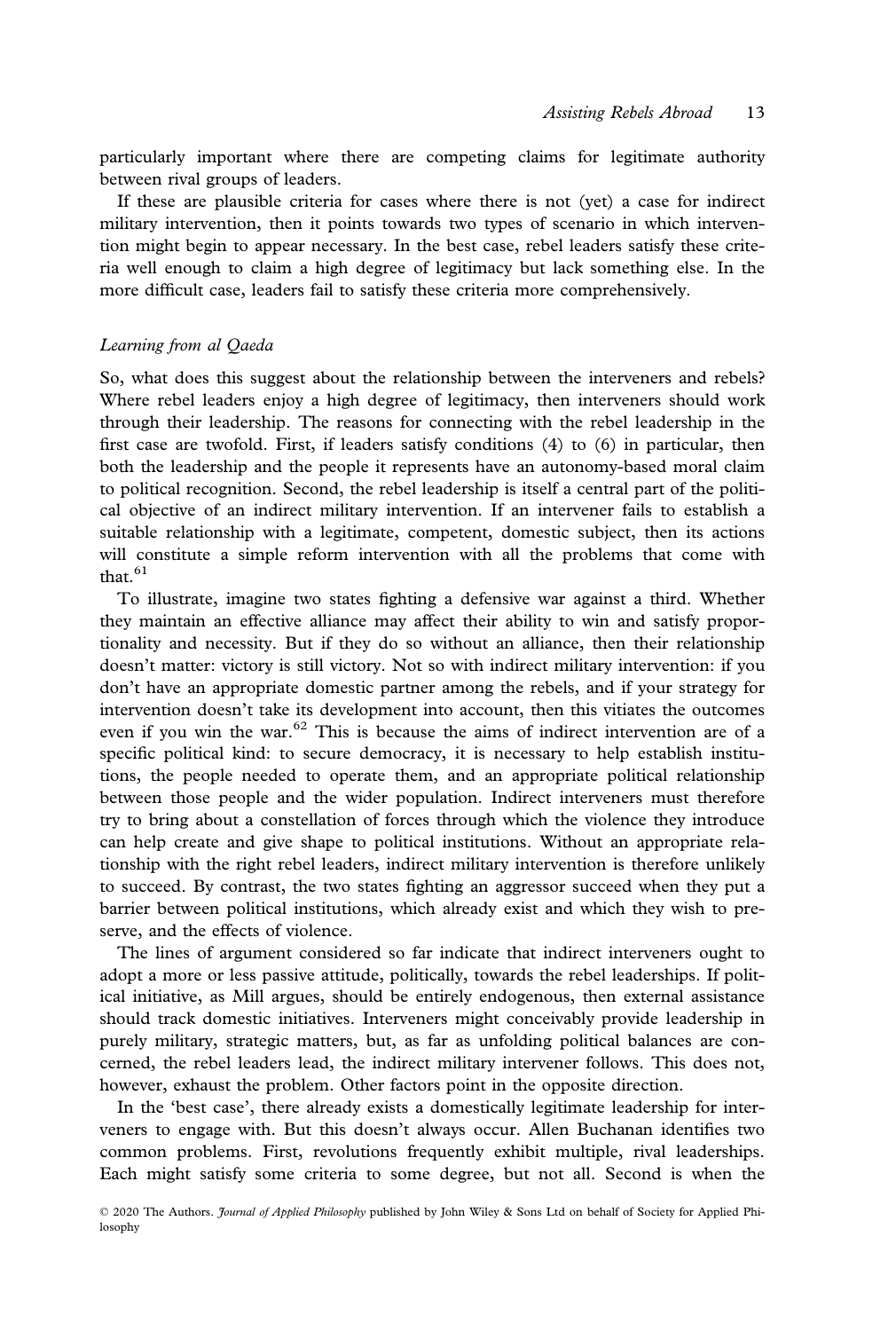particularly important where there are competing claims for legitimate authority between rival groups of leaders.

If these are plausible criteria for cases where there is not (yet) a case for indirect military intervention, then it points towards two types of scenario in which intervention might begin to appear necessary. In the best case, rebel leaders satisfy these criteria well enough to claim a high degree of legitimacy but lack something else. In the more difficult case, leaders fail to satisfy these criteria more comprehensively.

### *Learning from al Qaeda*

So, what does this suggest about the relationship between the interveners and rebels? Where rebel leaders enjoy a high degree of legitimacy, then interveners should work through their leadership. The reasons for connecting with the rebel leadership in the first case are twofold. First, if leaders satisfy conditions (4) to (6) in particular, then both the leadership and the people it represents have an autonomy-based moral claim to political recognition. Second, the rebel leadership is itself a central part of the political objective of an indirect military intervention. If an intervener fails to establish a suitable relationship with a legitimate, competent, domestic subject, then its actions will constitute a simple reform intervention with all the problems that come with that.[61]

To illustrate, imagine two states fighting a defensive war against a third. Whether they maintain an effective alliance may affect their ability to win and satisfy proportionality and necessity. But if they do so without an alliance, then their relationship doesn't matter: victory is still victory. Not so with indirect military intervention: if you don't have an appropriate domestic partner among the rebels, and if your strategy for intervention doesn't take its development into account, then this vitiates the outcomes even if you win the war.[62] This is because the aims of indirect intervention are of a specific political kind: to secure democracy, it is necessary to help establish institutions, the people needed to operate them, and an appropriate political relationship between those people and the wider population. Indirect interveners must therefore try to bring about a constellation of forces through which the violence they introduce can help create and give shape to political institutions. Without an appropriate relationship with the right rebel leaders, indirect military intervention is therefore unlikely to succeed. By contrast, the two states fighting an aggressor succeed when they put a barrier between political institutions, which already exist and which they wish to preserve, and the effects of violence.

The lines of argument considered so far indicate that indirect interveners ought to adopt a more or less passive attitude, politically, towards the rebel leaderships. If political initiative, as Mill argues, should be entirely endogenous, then external assistance should track domestic initiatives. Interveners might conceivably provide leadership in purely military, strategic matters, but, as far as unfolding political balances are concerned, the rebel leaders lead, the indirect military intervener follows. This does not, however, exhaust the problem. Other factors point in the opposite direction.

In the 'best case', there already exists a domestically legitimate leadership for interveners to engage with. But this doesn't always occur. Allen Buchanan identifies two common problems. First, revolutions frequently exhibit multiple, rival leaderships. Each might satisfy some criteria to some degree, but not all. Second is when the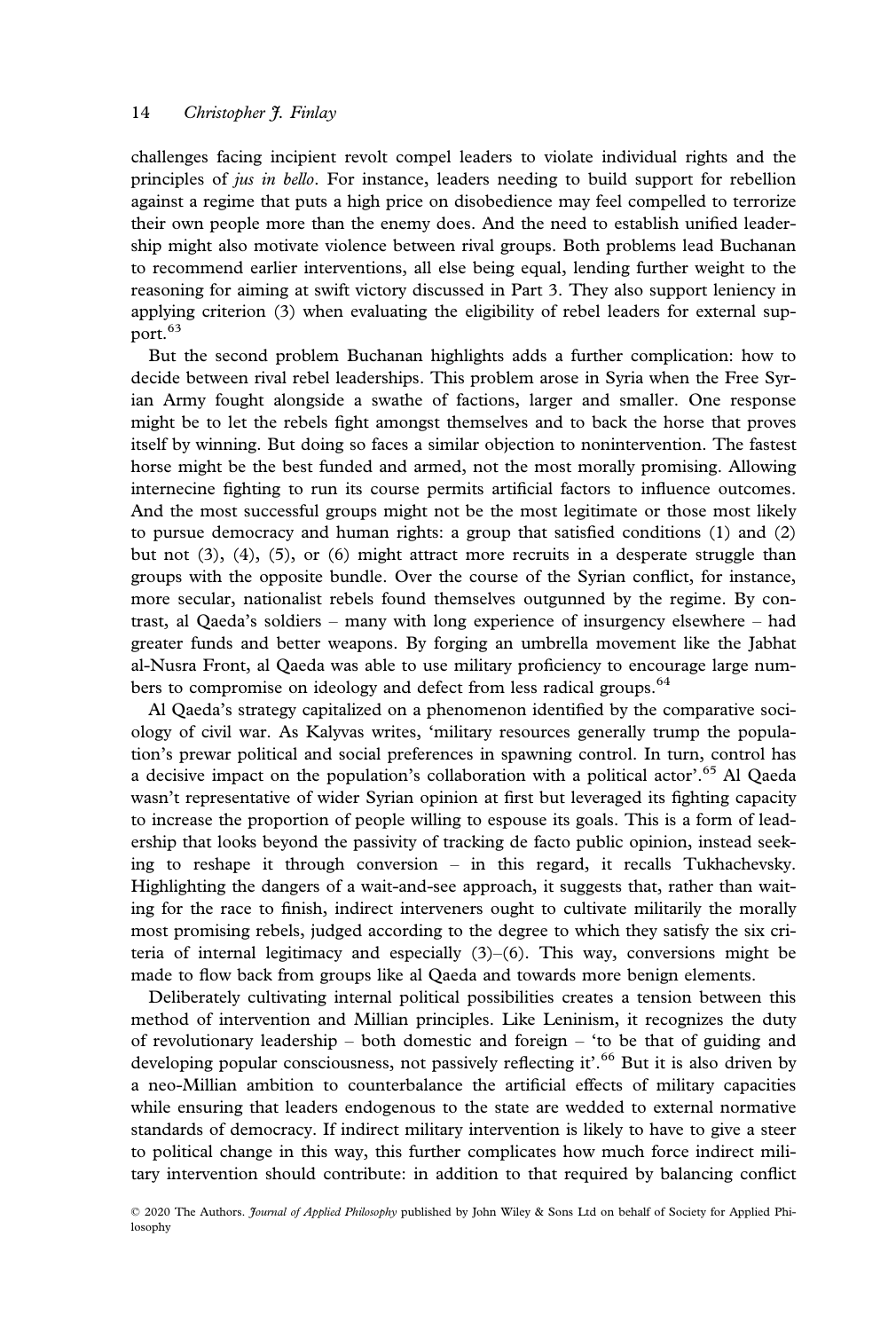challenges facing incipient revolt compel leaders to violate individual rights and the principles of *jus in bello*. For instance, leaders needing to build support for rebellion against a regime that puts a high price on disobedience may feel compelled to terrorize their own people more than the enemy does. And the need to establish unified leadership might also motivate violence between rival groups. Both problems lead Buchanan to recommend earlier interventions, all else being equal, lending further weight to the reasoning for aiming at swift victory discussed in Part 3. They also support leniency in applying criterion (3) when evaluating the eligibility of rebel leaders for external support.[63]

But the second problem Buchanan highlights adds a further complication: how to decide between rival rebel leaderships. This problem arose in Syria when the Free Syrian Army fought alongside a swathe of factions, larger and smaller. One response might be to let the rebels fight amongst themselves and to back the horse that proves itself by winning. But doing so faces a similar objection to nonintervention. The fastest horse might be the best funded and armed, not the most morally promising. Allowing internecine fighting to run its course permits artificial factors to influence outcomes. And the most successful groups might not be the most legitimate or those most likely to pursue democracy and human rights: a group that satisfied conditions (1) and (2) but not (3), (4), (5), or (6) might attract more recruits in a desperate struggle than groups with the opposite bundle. Over the course of the Syrian conflict, for instance, more secular, nationalist rebels found themselves outgunned by the regime. By contrast, al Qaeda's soldiers – many with long experience of insurgency elsewhere – had greater funds and better weapons. By forging an umbrella movement like the Jabhat al-Nusra Front, al Qaeda was able to use military proficiency to encourage large numbers to compromise on ideology and defect from less radical groups.[64]

Al Qaeda's strategy capitalized on a phenomenon identified by the comparative sociology of civil war. As Kalyvas writes, 'military resources generally trump the population's prewar political and social preferences in spawning control. In turn, control has a decisive impact on the population's collaboration with a political actor'.[65] Al Qaeda wasn't representative of wider Syrian opinion at first but leveraged its fighting capacity to increase the proportion of people willing to espouse its goals. This is a form of leadership that looks beyond the passivity of tracking de facto public opinion, instead seeking to reshape it through conversion – in this regard, it recalls Tukhachevsky. Highlighting the dangers of a wait-and-see approach, it suggests that, rather than waiting for the race to finish, indirect interveners ought to cultivate militarily the morally most promising rebels, judged according to the degree to which they satisfy the six criteria of internal legitimacy and especially (3)–(6). This way, conversions might be made to flow back from groups like al Qaeda and towards more benign elements.

Deliberately cultivating internal political possibilities creates a tension between this method of intervention and Millian principles. Like Leninism, it recognizes the duty of revolutionary leadership – both domestic and foreign – 'to be that of guiding and developing popular consciousness, not passively reflecting it'.[66] But it is also driven by a neo-Millian ambition to counterbalance the artificial effects of military capacities while ensuring that leaders endogenous to the state are wedded to external normative standards of democracy. If indirect military intervention is likely to have to give a steer to political change in this way, this further complicates how much force indirect military intervention should contribute: in addition to that required by balancing conflict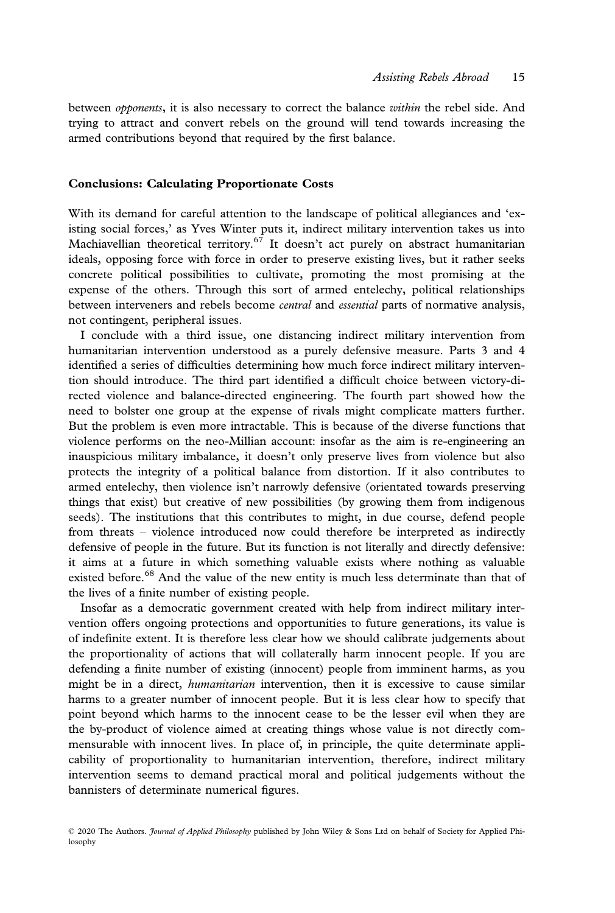between *opponents*, it is also necessary to correct the balance *within* the rebel side. And trying to attract and convert rebels on the ground will tend towards increasing the armed contributions beyond that required by the first balance.

## Conclusions: Calculating Proportionate Costs

With its demand for careful attention to the landscape of political allegiances and 'existing social forces,' as Yves Winter puts it, indirect military intervention takes us into Machiavellian theoretical territory.[67] It doesn't act purely on abstract humanitarian ideals, opposing force with force in order to preserve existing lives, but it rather seeks concrete political possibilities to cultivate, promoting the most promising at the expense of the others. Through this sort of armed entelechy, political relationships between interveners and rebels become *central* and *essential* parts of normative analysis, not contingent, peripheral issues.

I conclude with a third issue, one distancing indirect military intervention from humanitarian intervention understood as a purely defensive measure. Parts 3 and 4 identified a series of difficulties determining how much force indirect military intervention should introduce. The third part identified a difficult choice between victory-directed violence and balance-directed engineering. The fourth part showed how the need to bolster one group at the expense of rivals might complicate matters further. But the problem is even more intractable. This is because of the diverse functions that violence performs on the neo-Millian account: insofar as the aim is re-engineering an inauspicious military imbalance, it doesn't only preserve lives from violence but also protects the integrity of a political balance from distortion. If it also contributes to armed entelechy, then violence isn't narrowly defensive (orientated towards preserving things that exist) but creative of new possibilities (by growing them from indigenous seeds). The institutions that this contributes to might, in due course, defend people from threats – violence introduced now could therefore be interpreted as indirectly defensive of people in the future. But its function is not literally and directly defensive: it aims at a future in which something valuable exists where nothing as valuable existed before.[68] And the value of the new entity is much less determinate than that of the lives of a finite number of existing people.

Insofar as a democratic government created with help from indirect military intervention offers ongoing protections and opportunities to future generations, its value is of indefinite extent. It is therefore less clear how we should calibrate judgements about the proportionality of actions that will collaterally harm innocent people. If you are defending a finite number of existing (innocent) people from imminent harms, as you might be in a direct, *humanitarian* intervention, then it is excessive to cause similar harms to a greater number of innocent people. But it is less clear how to specify that point beyond which harms to the innocent cease to be the lesser evil when they are the by-product of violence aimed at creating things whose value is not directly commensurable with innocent lives. In place of, in principle, the quite determinate applicability of proportionality to humanitarian intervention, therefore, indirect military intervention seems to demand practical moral and political judgements without the bannisters of determinate numerical figures.

© 2020 The Authors. *Journal of Applied Philosophy* published by John Wiley & Sons Ltd on behalf of Society for Applied Philosophy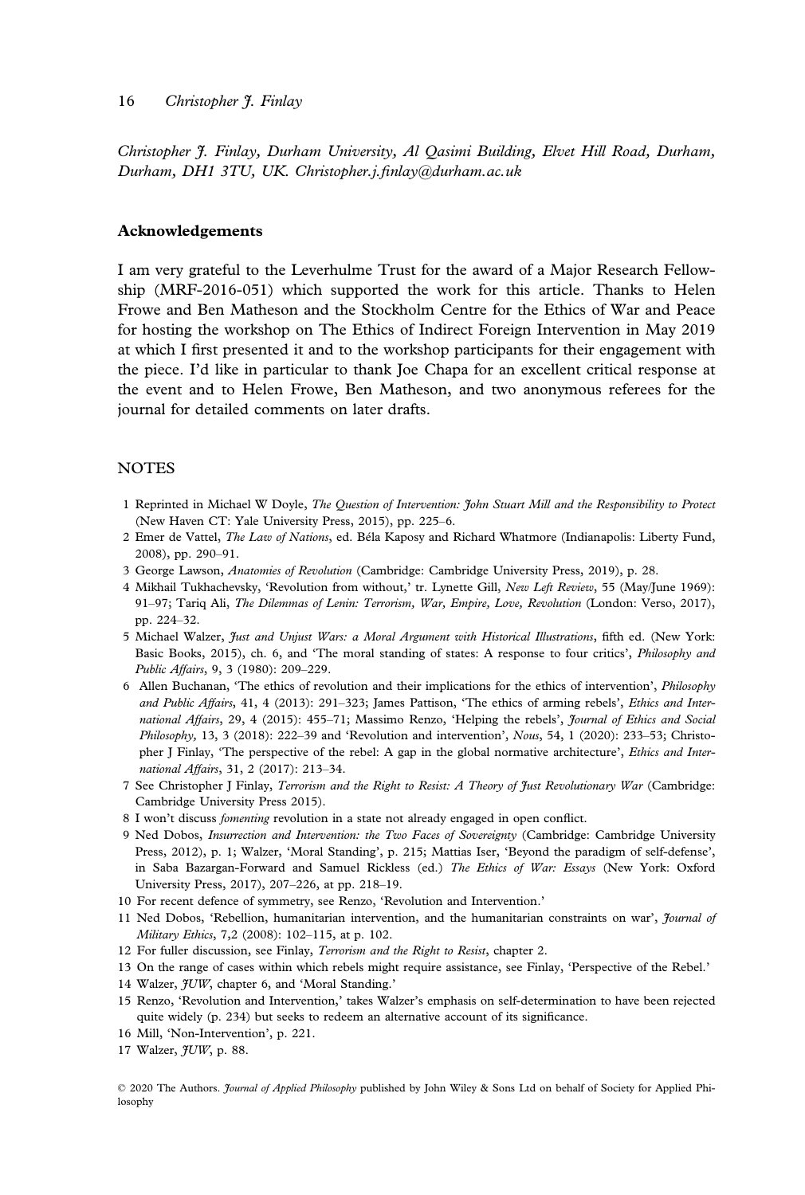*Christopher J. Finlay, Durham University, Al Qasimi Building, Elvet Hill Road, Durham, Durham, DH1 3TU, UK. Christopher.j.finlay@durham.ac.uk*

## Acknowledgements

I am very grateful to the Leverhulme Trust for the award of a Major Research Fellowship (MRF-2016-051) which supported the work for this article. Thanks to Helen Frowe and Ben Matheson and the Stockholm Centre for the Ethics of War and Peace for hosting the workshop on The Ethics of Indirect Foreign Intervention in May 2019 at which I first presented it and to the workshop participants for their engagement with the piece. I'd like in particular to thank Joe Chapa for an excellent critical response at the event and to Helen Frowe, Ben Matheson, and two anonymous referees for the journal for detailed comments on later drafts.

## NOTES

1 Reprinted in Michael W Doyle, *The Question of Intervention: John Stuart Mill and the Responsibility to Protect* (New Haven CT: Yale University Press, 2015), pp. 225–6.

2 Emer de Vattel, *The Law of Nations*, ed. Béla Kapossy and Richard Whatmore (Indianapolis: Liberty Fund, 2008), pp. 290–91.

3 George Lawson, *Anatomies of Revolution* (Cambridge: Cambridge University Press, 2019), p. 28.

4 Mikhail Tukhachevsky, 'Revolution from without,' tr. Lynette Gill, *New Left Review*, 55 (May/June 1969): 91–97; Tariq Ali, *The Dilemmas of Lenin: Terrorism, War, Empire, Love, Revolution* (London: Verso, 2017), pp. 224–32.

5 Michael Walzer, *Just and Unjust Wars: a Moral Argument with Historical Illustrations*, fifth ed. (New York: Basic Books, 2015), ch. 6, and 'The moral standing of states: A response to four critics', *Philosophy and Public Affairs*, 9, 3 (1980): 209–229.

6 Allen Buchanan, 'The ethics of revolution and their implications for the ethics of intervention', *Philosophy and Public Affairs*, 41, 4 (2013): 291–323; James Pattison, 'The ethics of arming rebels', *Ethics and International Affairs*, 29, 4 (2015): 455–71; Massimo Renzo, 'Helping the rebels', *Journal of Ethics and Social Philosophy*, 13, 3 (2018): 222–39 and 'Revolution and intervention', *Nous*, 54, 1 (2020): 233–53; Christopher J Finlay, 'The perspective of the rebel: A gap in the global normative architecture', *Ethics and International Affairs*, 31, 2 (2017): 213–34.

7 See Christopher J Finlay, *Terrorism and the Right to Resist: A Theory of Just Revolutionary War* (Cambridge: Cambridge University Press 2015).

8 I won't discuss *fomenting* revolution in a state not already engaged in open conflict.

9 Ned Dobos, *Insurrection and Intervention: the Two Faces of Sovereignty* (Cambridge: Cambridge University Press, 2012), p. 1; Walzer, 'Moral Standing', p. 215; Mattias Iser, 'Beyond the paradigm of self-defense', in Saba Bazargan-Forward and Samuel Rickless (ed.) *The Ethics of War: Essays* (New York: Oxford University Press, 2017), 207–226, at pp. 218–19.

10 For recent defence of symmetry, see Renzo, 'Revolution and Intervention.'

11 Ned Dobos, 'Rebellion, humanitarian intervention, and the humanitarian constraints on war', *Journal of Military Ethics*, 7,2 (2008): 102–115, at p. 102.

12 For fuller discussion, see Finlay, *Terrorism and the Right to Resist*, chapter 2.

13 On the range of cases within which rebels might require assistance, see Finlay, 'Perspective of the Rebel.'

14 Walzer, *JUW*, chapter 6, and 'Moral Standing.'

15 Renzo, 'Revolution and Intervention,' takes Walzer's emphasis on self-determination to have been rejected quite widely (p. 234) but seeks to redeem an alternative account of its significance.

16 Mill, 'Non-Intervention', p. 221.

17 Walzer, *JUW*, p. 88.

© 2020 The Authors. *Journal of Applied Philosophy* published by John Wiley & Sons Ltd on behalf of Society for Applied Philosophy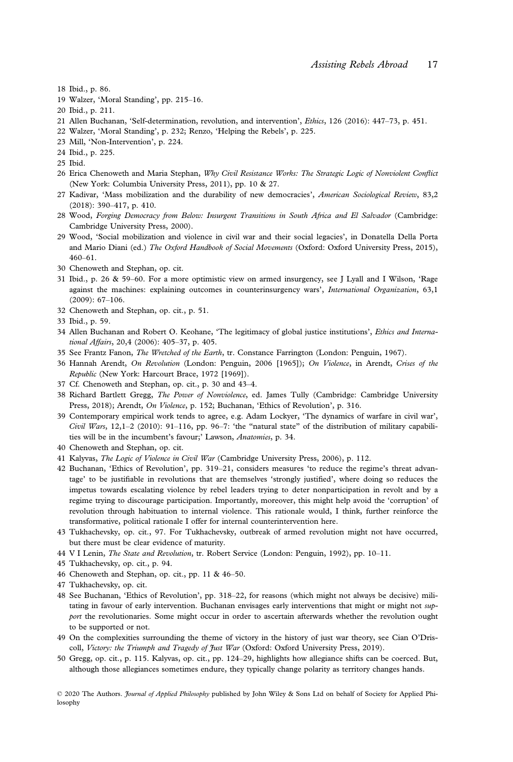18 Ibid., p. 86.

19 Walzer, 'Moral Standing', pp. 215–16.

20 Ibid., p. 211.

21 Allen Buchanan, 'Self-determination, revolution, and intervention', *Ethics*, 126 (2016): 447–73, p. 451.

22 Walzer, 'Moral Standing', p. 232; Renzo, 'Helping the Rebels', p. 225.

23 Mill, 'Non-Intervention', p. 224.

24 Ibid., p. 225.

25 Ibid.

26 Erica Chenoweth and Maria Stephan, *Why Civil Resistance Works: The Strategic Logic of Nonviolent Conflict* (New York: Columbia University Press, 2011), pp. 10 & 27.

27 Kadivar, 'Mass mobilization and the durability of new democracies', *American Sociological Review*, 83,2 (2018): 390–417, p. 410.

28 Wood, *Forging Democracy from Below: Insurgent Transitions in South Africa and El Salvador* (Cambridge: Cambridge University Press, 2000).

29 Wood, 'Social mobilization and violence in civil war and their social legacies', in Donatella Della Porta and Mario Diani (ed.) *The Oxford Handbook of Social Movements* (Oxford: Oxford University Press, 2015), 460–61.

30 Chenoweth and Stephan, op. cit.

31 Ibid., p. 26 & 59–60. For a more optimistic view on armed insurgency, see J Lyall and I Wilson, 'Rage against the machines: explaining outcomes in counterinsurgency wars', *International Organization*, 63,1 (2009): 67–106.

32 Chenoweth and Stephan, op. cit., p. 51.

33 Ibid., p. 59.

34 Allen Buchanan and Robert O. Keohane, 'The legitimacy of global justice institutions', *Ethics and International Affairs*, 20,4 (2006): 405–37, p. 405.

35 See Frantz Fanon, *The Wretched of the Earth*, tr. Constance Farrington (London: Penguin, 1967).

36 Hannah Arendt, *On Revolution* (London: Penguin, 2006 [1965]); *On Violence*, in Arendt, *Crises of the Republic* (New York: Harcourt Brace, 1972 [1969]).

37 Cf. Chenoweth and Stephan, op. cit., p. 30 and 43–4.

38 Richard Bartlett Gregg, *The Power of Nonviolence*, ed. James Tully (Cambridge: Cambridge University Press, 2018); Arendt, *On Violence*, p. 152; Buchanan, 'Ethics of Revolution', p. 316.

39 Contemporary empirical work tends to agree, e.g. Adam Lockyer, 'The dynamics of warfare in civil war', *Civil Wars*, 12,1–2 (2010): 91–116, pp. 96–7: 'the "natural state" of the distribution of military capabilities will be in the incumbent's favour;' Lawson, *Anatomies*, p. 34.

40 Chenoweth and Stephan, op. cit.

41 Kalyvas, *The Logic of Violence in Civil War* (Cambridge University Press, 2006), p. 112.

42 Buchanan, 'Ethics of Revolution', pp. 319–21, considers measures 'to reduce the regime's threat advantage' to be justifiable in revolutions that are themselves 'strongly justified', where doing so reduces the impetus towards escalating violence by rebel leaders trying to deter nonparticipation in revolt and by a regime trying to discourage participation. Importantly, moreover, this might help avoid the 'corruption' of revolution through habituation to internal violence. This rationale would, I think, further reinforce the transformative, political rationale I offer for internal counterintervention here.

43 Tukhachevsky, op. cit., 97. For Tukhachevsky, outbreak of armed revolution might not have occurred, but there must be clear evidence of maturity.

44 V I Lenin, *The State and Revolution*, tr. Robert Service (London: Penguin, 1992), pp. 10–11.

45 Tukhachevsky, op. cit., p. 94.

46 Chenoweth and Stephan, op. cit., pp. 11 & 46–50.

47 Tukhachevsky, op. cit.

48 See Buchanan, 'Ethics of Revolution', pp. 318–22, for reasons (which might not always be decisive) militating in favour of early intervention. Buchanan envisages early interventions that might or might not *support* the revolutionaries. Some might occur in order to ascertain afterwards whether the revolution ought to be supported or not.

49 On the complexities surrounding the theme of victory in the history of just war theory, see Cian O'Driscoll, *Victory: the Triumph and Tragedy of Just War* (Oxford: Oxford University Press, 2019).

50 Gregg, op. cit., p. 115. Kalyvas, op. cit., pp. 124–29, highlights how allegiance shifts can be coerced. But, although those allegiances sometimes endure, they typically change polarity as territory changes hands.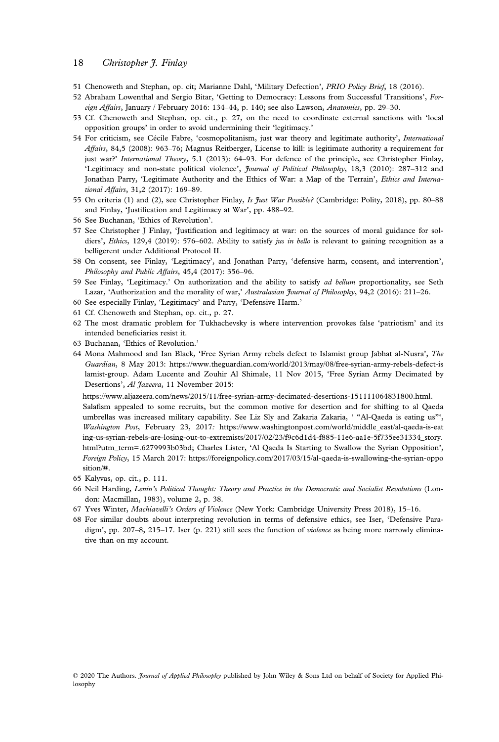51 Chenoweth and Stephan, op. cit; Marianne Dahl, 'Military Defection', *PRIO Policy Brief*, 18 (2016).

52 Abraham Lowenthal and Sergio Bitar, 'Getting to Democracy: Lessons from Successful Transitions', *Foreign Affairs*, January / February 2016: 134–44, p. 140; see also Lawson, *Anatomies*, pp. 29–30.

53 Cf. Chenoweth and Stephan, op. cit., p. 27, on the need to coordinate external sanctions with 'local opposition groups' in order to avoid undermining their 'legitimacy.'

54 For criticism, see Cécile Fabre, 'cosmopolitanism, just war theory and legitimate authority', *International Affairs*, 84,5 (2008): 963–76; Magnus Reitberger, License to kill: is legitimate authority a requirement for just war?' *International Theory*, 5.1 (2013): 64–93. For defence of the principle, see Christopher Finlay, 'Legitimacy and non-state political violence', *Journal of Political Philosophy*, 18,3 (2010): 287–312 and Jonathan Parry, 'Legitimate Authority and the Ethics of War: a Map of the Terrain', *Ethics and International Affairs*, 31,2 (2017): 169–89.

55 On criteria (1) and (2), see Christopher Finlay, *Is Just War Possible?* (Cambridge: Polity, 2018), pp. 80–88 and Finlay, 'Justification and Legitimacy at War', pp. 488–92.

56 See Buchanan, 'Ethics of Revolution'.

57 See Christopher J Finlay, 'Justification and legitimacy at war: on the sources of moral guidance for soldiers', *Ethics*, 129,4 (2019): 576–602. Ability to satisfy *jus in bello* is relevant to gaining recognition as a belligerent under Additional Protocol II.

58 On consent, see Finlay, 'Legitimacy', and Jonathan Parry, 'defensive harm, consent, and intervention', *Philosophy and Public Affairs*, 45,4 (2017): 356–96.

59 See Finlay, 'Legitimacy.' On authorization and the ability to satisfy *ad bellum* proportionality, see Seth Lazar, 'Authorization and the morality of war,' *Australasian Journal of Philosophy*, 94,2 (2016): 211–26.

60 See especially Finlay, 'Legitimacy' and Parry, 'Defensive Harm.'

61 Cf. Chenoweth and Stephan, op. cit., p. 27.

62 The most dramatic problem for Tukhachevsky is where intervention provokes false 'patriotism' and its intended beneficiaries resist it.

63 Buchanan, 'Ethics of Revolution.'

64 Mona Mahmood and Ian Black, 'Free Syrian Army rebels defect to Islamist group Jabhat al-Nusra', *The Guardian*, 8 May 2013: https://www.theguardian.com/world/2013/may/08/free-syrian-army-rebels-defect-islamist-group. Adam Lucente and Zouhir Al Shimale, 11 Nov 2015, 'Free Syrian Army Decimated by Desertions', *Al Jazeera*, 11 November 2015:

https://www.aljazeera.com/news/2015/11/free-syrian-army-decimated-desertions-151111064831800.html. Salafism appealed to some recruits, but the common motive for desertion and for shifting to al Qaeda umbrellas was increased military capability. See Liz Sly and Zakaria Zakaria, ' "Al-Qaeda is eating us"', *Washington Post*, February 23, 2017: https://www.washingtonpost.com/world/middle_east/al-qaeda-is-eating-us-syrian-rebels-are-losing-out-to-extremists/2017/02/23/f9c6d1d4-f885-11e6-aa1e-5f735ee31334_story.html?utm_term=.6279993b03bd; Charles Lister, 'Al Qaeda Is Starting to Swallow the Syrian Opposition', *Foreign Policy*, 15 March 2017: https://foreignpolicy.com/2017/03/15/al-qaeda-is-swallowing-the-syrian-opposition/#.

65 Kalyvas, op. cit., p. 111.

66 Neil Harding, *Lenin's Political Thought: Theory and Practice in the Democratic and Socialist Revolutions* (London: Macmillan, 1983), volume 2, p. 38.

67 Yves Winter, *Machiavelli's Orders of Violence* (New York: Cambridge University Press 2018), 15–16.

68 For similar doubts about interpreting revolution in terms of defensive ethics, see Iser, 'Defensive Paradigm', pp. 207–8, 215–17. Iser (p. 221) still sees the function of *violence* as being more narrowly eliminative than on my account.